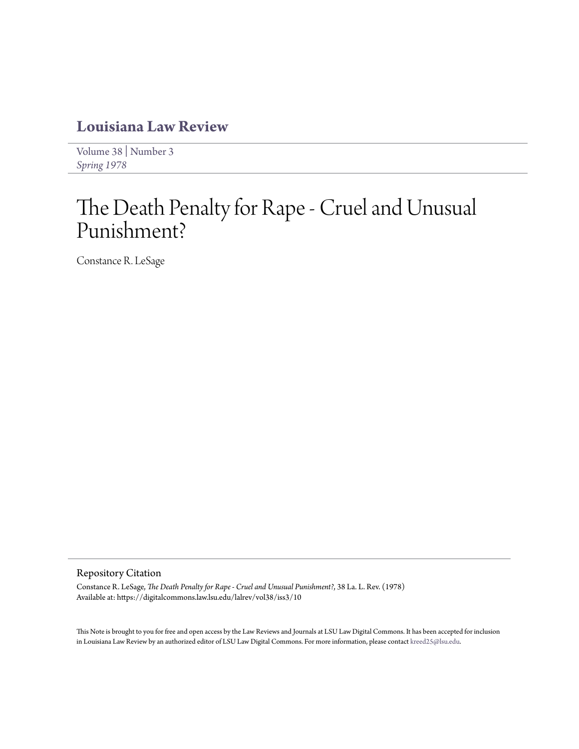# Louisiana Law Review

Volume 38 | Number 3
*Spring 1978*

# The Death Penalty for Rape - Cruel and Unusual Punishment?

Constance R. LeSage

## Repository Citation

Constance R. LeSage, *The Death Penalty for Rape - Cruel and Unusual Punishment?*, 38 La. L. Rev. (1978)
Available at: https://digitalcommons.law.lsu.edu/lalrev/vol38/iss3/10

This Note is brought to you for free and open access by the Law Reviews and Journals at LSU Law Digital Commons. It has been accepted for inclusion in Louisiana Law Review by an authorized editor of LSU Law Digital Commons. For more information, please contact kreed25@lsu.edu.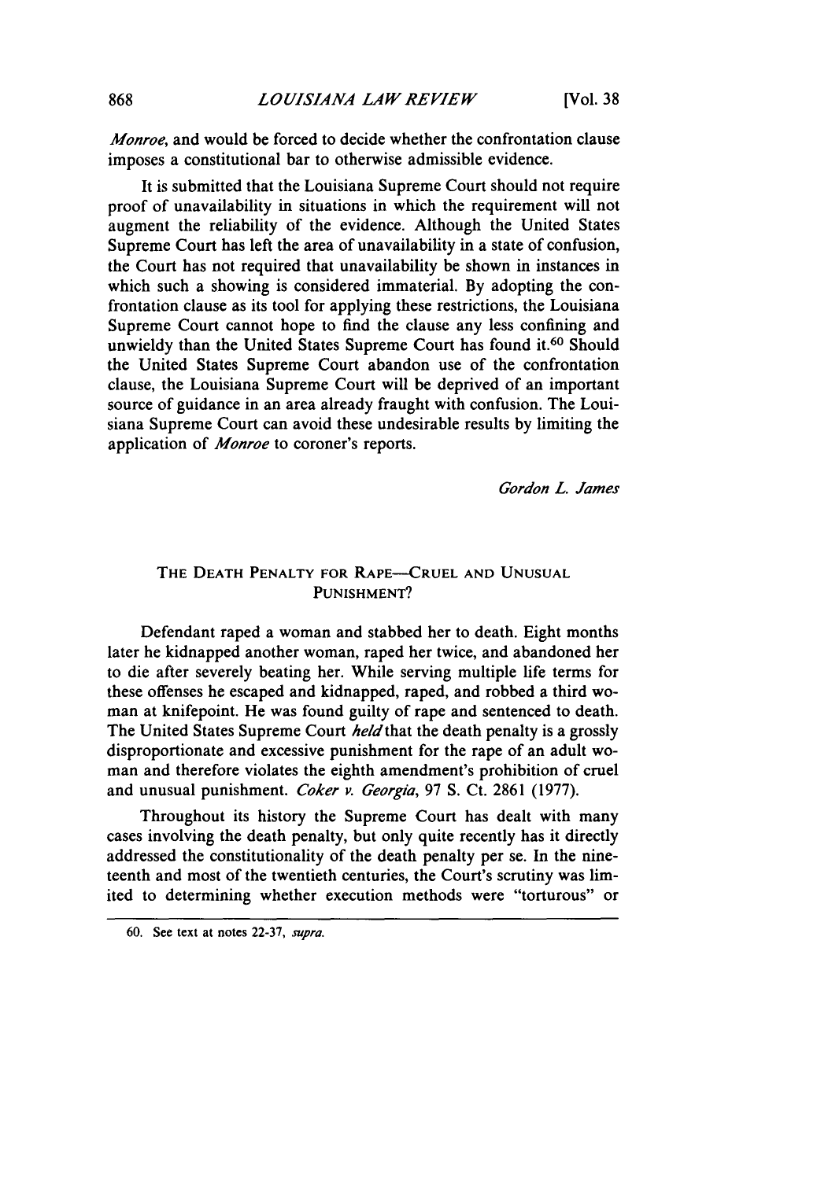*Monroe*, and would be forced to decide whether the confrontation clause imposes a constitutional bar to otherwise admissible evidence.

It is submitted that the Louisiana Supreme Court should not require proof of unavailability in situations in which the requirement will not augment the reliability of the evidence. Although the United States Supreme Court has left the area of unavailability in a state of confusion, the Court has not required that unavailability be shown in instances in which such a showing is considered immaterial. By adopting the confrontation clause as its tool for applying these restrictions, the Louisiana Supreme Court cannot hope to find the clause any less confining and unwieldy than the United States Supreme Court has found it.[60] Should the United States Supreme Court abandon use of the confrontation clause, the Louisiana Supreme Court will be deprived of an important source of guidance in an area already fraught with confusion. The Louisiana Supreme Court can avoid these undesirable results by limiting the application of *Monroe* to coroner's reports.

*Gordon L. James*

## THE DEATH PENALTY FOR RAPE—CRUEL AND UNUSUAL PUNISHMENT?

Defendant raped a woman and stabbed her to death. Eight months later he kidnapped another woman, raped her twice, and abandoned her to die after severely beating her. While serving multiple life terms for these offenses he escaped and kidnapped, raped, and robbed a third woman at knifepoint. He was found guilty of rape and sentenced to death. The United States Supreme Court *held* that the death penalty is a grossly disproportionate and excessive punishment for the rape of an adult woman and therefore violates the eighth amendment's prohibition of cruel and unusual punishment. *Coker v. Georgia*, 97 S. Ct. 2861 (1977).

Throughout its history the Supreme Court has dealt with many cases involving the death penalty, but only quite recently has it directly addressed the constitutionality of the death penalty per se. In the nineteenth and most of the twentieth centuries, the Court's scrutiny was limited to determining whether execution methods were "torturous" or

60. See text at notes 22-37, *supra*.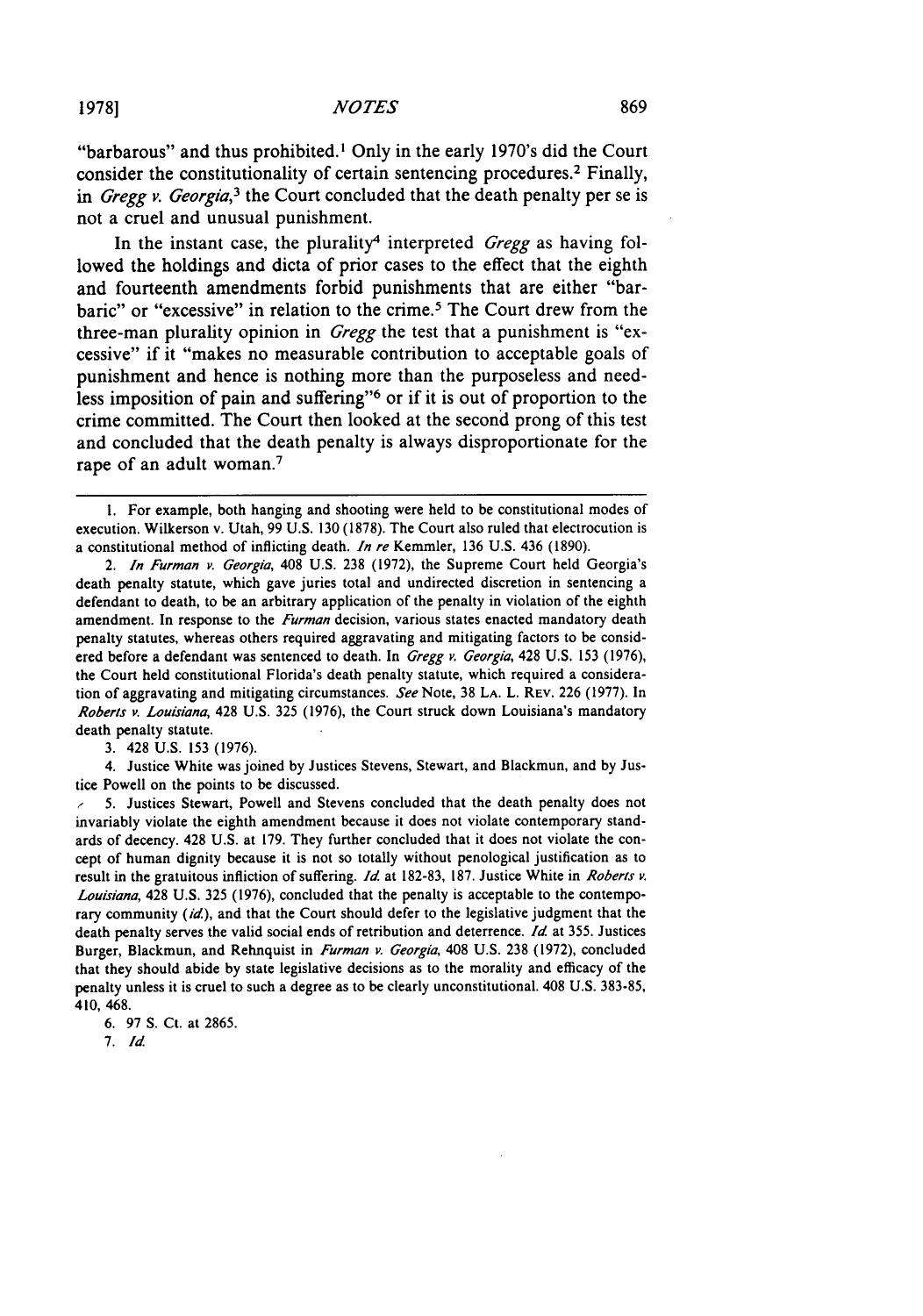"barbarous" and thus prohibited.[1] Only in the early 1970's did the Court consider the constitutionality of certain sentencing procedures.[2] Finally, in *Gregg v. Georgia*,[3] the Court concluded that the death penalty per se is not a cruel and unusual punishment.

In the instant case, the plurality[4] interpreted *Gregg* as having followed the holdings and dicta of prior cases to the effect that the eighth and fourteenth amendments forbid punishments that are either "barbaric" or "excessive" in relation to the crime.[5] The Court drew from the three-man plurality opinion in *Gregg* the test that a punishment is "excessive" if it "makes no measurable contribution to acceptable goals of punishment and hence is nothing more than the purposeless and needless imposition of pain and suffering"[6] or if it is out of proportion to the crime committed. The Court then looked at the second prong of this test and concluded that the death penalty is always disproportionate for the rape of an adult woman.[7]

---

1. For example, both hanging and shooting were held to be constitutional modes of execution. Wilkerson v. Utah, 99 U.S. 130 (1878). The Court also ruled that electrocution is a constitutional method of inflicting death. *In re* Kemmler, 136 U.S. 436 (1890).

2. *In Furman v. Georgia*, 408 U.S. 238 (1972), the Supreme Court held Georgia's death penalty statute, which gave juries total and undirected discretion in sentencing a defendant to death, to be an arbitrary application of the penalty in violation of the eighth amendment. In response to the *Furman* decision, various states enacted mandatory death penalty statutes, whereas others required aggravating and mitigating factors to be considered before a defendant was sentenced to death. In *Gregg v. Georgia*, 428 U.S. 153 (1976), the Court held constitutional Florida's death penalty statute, which required a consideration of aggravating and mitigating circumstances. *See* Note, 38 LA. L. REV. 226 (1977). In *Roberts v. Louisiana*, 428 U.S. 325 (1976), the Court struck down Louisiana's mandatory death penalty statute.

3. 428 U.S. 153 (1976).

4. Justice White was joined by Justices Stevens, Stewart, and Blackmun, and by Justice Powell on the points to be discussed.

5. Justices Stewart, Powell and Stevens concluded that the death penalty does not invariably violate the eighth amendment because it does not violate contemporary standards of decency. 428 U.S. at 179. They further concluded that it does not violate the concept of human dignity because it is not so totally without penological justification as to result in the gratuitous infliction of suffering. *Id.* at 182-83, 187. Justice White in *Roberts v. Louisiana*, 428 U.S. 325 (1976), concluded that the penalty is acceptable to the contemporary community (*id.*), and that the Court should defer to the legislative judgment that the death penalty serves the valid social ends of retribution and deterrence. *Id.* at 355. Justices Burger, Blackmun, and Rehnquist in *Furman v. Georgia*, 408 U.S. 238 (1972), concluded that they should abide by state legislative decisions as to the morality and efficacy of the penalty unless it is cruel to such a degree as to be clearly unconstitutional. 408 U.S. 383-85, 410, 468.

6. 97 S. Ct. at 2865.

7. *Id.*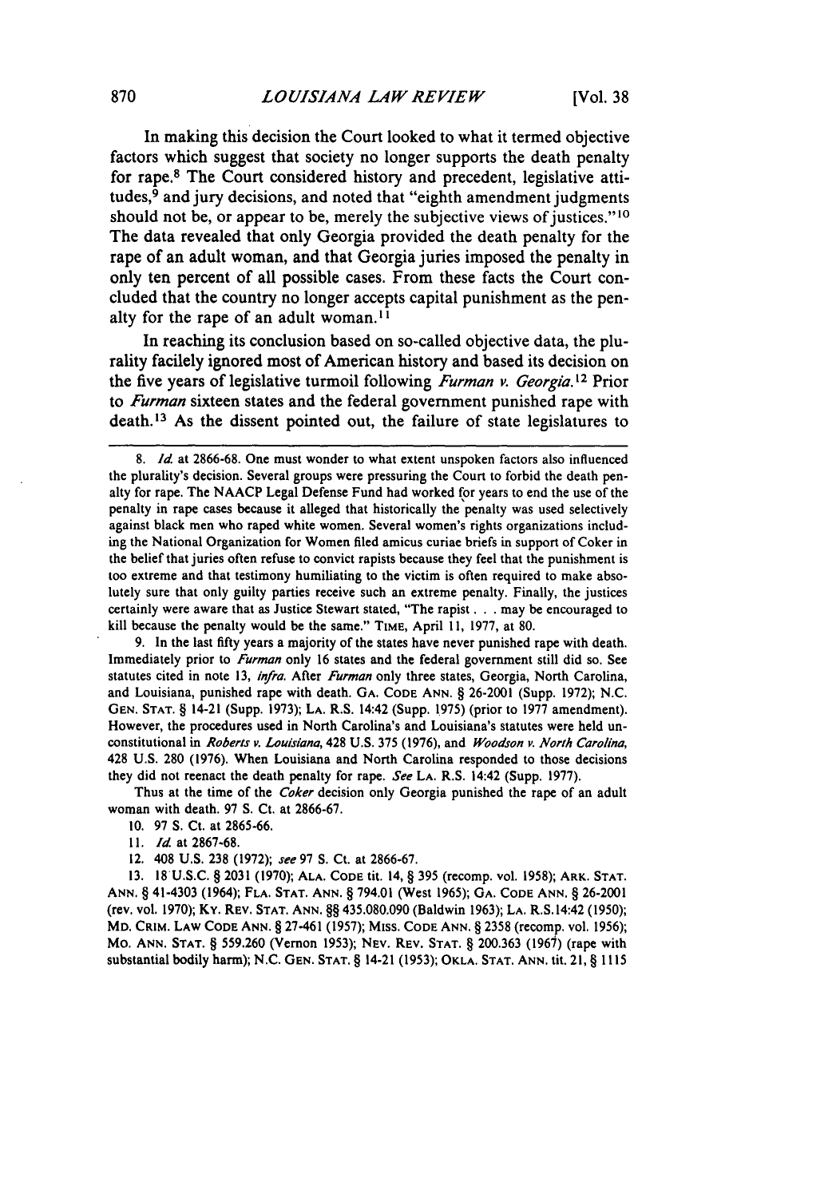In making this decision the Court looked to what it termed objective factors which suggest that society no longer supports the death penalty for rape.[8] The Court considered history and precedent, legislative attitudes,[9] and jury decisions, and noted that "eighth amendment judgments should not be, or appear to be, merely the subjective views of justices."[10] The data revealed that only Georgia provided the death penalty for the rape of an adult woman, and that Georgia juries imposed the penalty in only ten percent of all possible cases. From these facts the Court concluded that the country no longer accepts capital punishment as the penalty for the rape of an adult woman.[11]

In reaching its conclusion based on so-called objective data, the plurality facilely ignored most of American history and based its decision on the five years of legislative turmoil following *Furman v. Georgia*.[12] Prior to *Furman* sixteen states and the federal government punished rape with death.[13] As the dissent pointed out, the failure of state legislatures to

---

8. *Id.* at 2866-68. One must wonder to what extent unspoken factors also influenced the plurality's decision. Several groups were pressuring the Court to forbid the death penalty for rape. The NAACP Legal Defense Fund had worked for years to end the use of the penalty in rape cases because it alleged that historically the penalty was used selectively against black men who raped white women. Several women's rights organizations including the National Organization for Women filed amicus curiae briefs in support of Coker in the belief that juries often refuse to convict rapists because they feel that the punishment is too extreme and that testimony humiliating to the victim is often required to make absolutely sure that only guilty parties receive such an extreme penalty. Finally, the justices certainly were aware that as Justice Stewart stated, "The rapist . . . may be encouraged to kill because the penalty would be the same." TIME, April 11, 1977, at 80.

9. In the last fifty years a majority of the states have never punished rape with death. Immediately prior to *Furman* only 16 states and the federal government still did so. See statutes cited in note 13, *infra*. After *Furman* only three states, Georgia, North Carolina, and Louisiana, punished rape with death. GA. CODE ANN. § 26-2001 (Supp. 1972); N.C. GEN. STAT. § 14-21 (Supp. 1973); LA. R.S. 14:42 (Supp. 1975) (prior to 1977 amendment). However, the procedures used in North Carolina's and Louisiana's statutes were held unconstitutional in *Roberts v. Louisiana*, 428 U.S. 375 (1976), and *Woodson v. North Carolina*, 428 U.S. 280 (1976). When Louisiana and North Carolina responded to those decisions they did not reenact the death penalty for rape. *See* LA. R.S. 14:42 (Supp. 1977).

Thus at the time of the *Coker* decision only Georgia punished the rape of an adult woman with death. 97 S. Ct. at 2866-67.

10. 97 S. Ct. at 2865-66.

11. *Id.* at 2867-68.

12. 408 U.S. 238 (1972); *see* 97 S. Ct. at 2866-67.

13. 18 U.S.C. § 2031 (1970); ALA. CODE tit. 14, § 395 (recomp. vol. 1958); ARK. STAT. ANN. § 41-4303 (1964); FLA. STAT. ANN. § 794.01 (West 1965); GA. CODE ANN. § 26-2001 (rev. vol. 1970); KY. REV. STAT. ANN. §§ 435.080.090 (Baldwin 1963); LA. R.S.14:42 (1950); MD. CRIM. LAW CODE ANN. § 27-461 (1957); MISS. CODE ANN. § 2358 (recomp. vol. 1956); MO. ANN. STAT. § 559.260 (Vernon 1953); NEV. REV. STAT. § 200.363 (1967) (rape with substantial bodily harm); N.C. GEN. STAT. § 14-21 (1953); OKLA. STAT. ANN. tit. 21, § 1115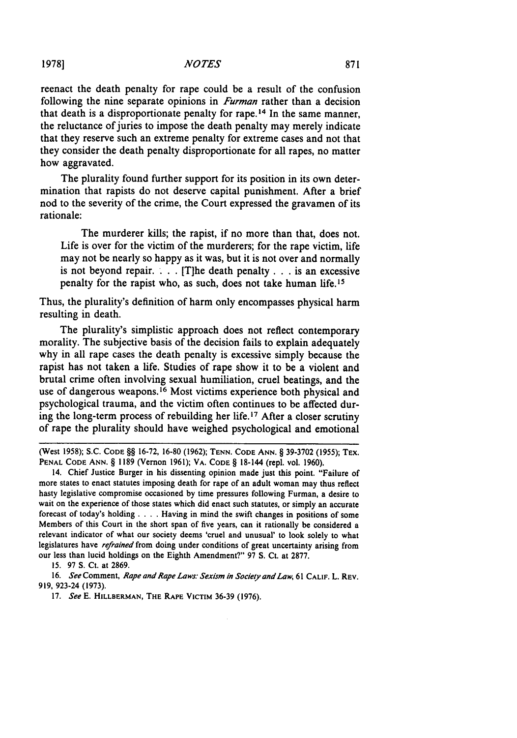reenact the death penalty for rape could be a result of the confusion following the nine separate opinions in *Furman* rather than a decision that death is a disproportionate penalty for rape.[14] In the same manner, the reluctance of juries to impose the death penalty may merely indicate that they reserve such an extreme penalty for extreme cases and not that they consider the death penalty disproportionate for all rapes, no matter how aggravated.

The plurality found further support for its position in its own determination that rapists do not deserve capital punishment. After a brief nod to the severity of the crime, the Court expressed the gravamen of its rationale:

> The murderer kills; the rapist, if no more than that, does not. Life is over for the victim of the murderers; for the rape victim, life may not be nearly so happy as it was, but it is not over and normally is not beyond repair. . . . [T]he death penalty . . . is an excessive penalty for the rapist who, as such, does not take human life.[15]

Thus, the plurality's definition of harm only encompasses physical harm resulting in death.

The plurality's simplistic approach does not reflect contemporary morality. The subjective basis of the decision fails to explain adequately why in all rape cases the death penalty is excessive simply because the rapist has not taken a life. Studies of rape show it to be a violent and brutal crime often involving sexual humiliation, cruel beatings, and the use of dangerous weapons.[16] Most victims experience both physical and psychological trauma, and the victim often continues to be affected during the long-term process of rebuilding her life.[17] After a closer scrutiny of rape the plurality should have weighed psychological and emotional

---

(West 1958); S.C. CODE §§ 16-72, 16-80 (1962); TENN. CODE ANN. § 39-3702 (1955); TEX. PENAL CODE ANN. § 1189 (Vernon 1961); VA. CODE § 18-144 (repl. vol. 1960).

14. Chief Justice Burger in his dissenting opinion made just this point. "Failure of more states to enact statutes imposing death for rape of an adult woman may thus reflect hasty legislative compromise occasioned by time pressures following Furman, a desire to wait on the experience of those states which did enact such statutes, or simply an accurate forecast of today's holding . . . . Having in mind the swift changes in positions of some Members of this Court in the short span of five years, can it rationally be considered a relevant indicator of what our society deems 'cruel and unusual' to look solely to what legislatures have *refrained* from doing under conditions of great uncertainty arising from our less than lucid holdings on the Eighth Amendment?" 97 S. Ct. at 2877.

15. 97 S. Ct. at 2869.

16. *See* Comment, *Rape and Rape Laws: Sexism in Society and Law*, 61 CALIF. L. REV. 919, 923-24 (1973).

17. *See* E. HILLBERMAN, THE RAPE VICTIM 36-39 (1976).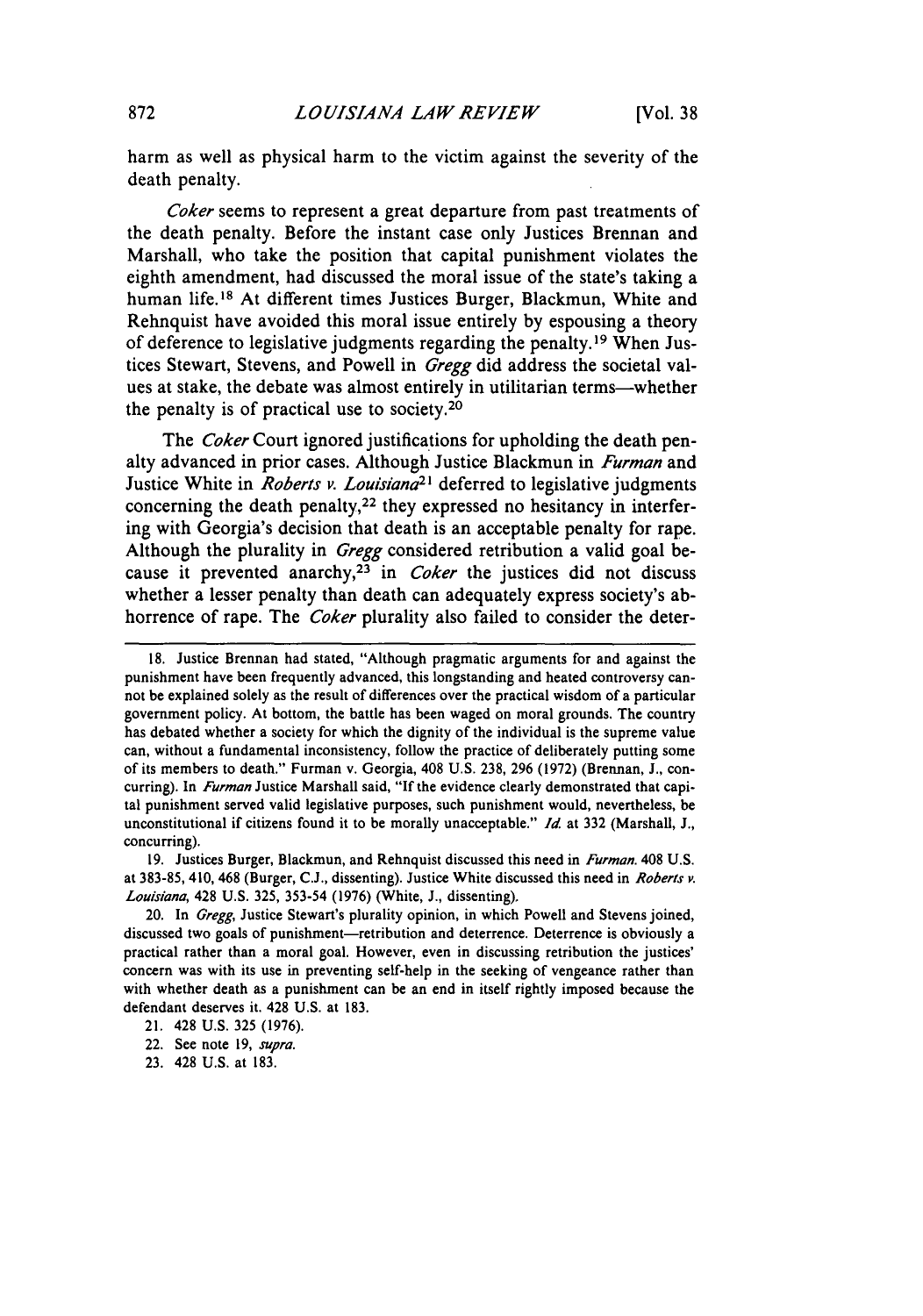harm as well as physical harm to the victim against the severity of the death penalty.

*Coker* seems to represent a great departure from past treatments of the death penalty. Before the instant case only Justices Brennan and Marshall, who take the position that capital punishment violates the eighth amendment, had discussed the moral issue of the state's taking a human life.[18] At different times Justices Burger, Blackmun, White and Rehnquist have avoided this moral issue entirely by espousing a theory of deference to legislative judgments regarding the penalty.[19] When Justices Stewart, Stevens, and Powell in *Gregg* did address the societal values at stake, the debate was almost entirely in utilitarian terms—whether the penalty is of practical use to society.[20]

The *Coker* Court ignored justifications for upholding the death penalty advanced in prior cases. Although Justice Blackmun in *Furman* and Justice White in *Roberts v. Louisiana*[21] deferred to legislative judgments concerning the death penalty,[22] they expressed no hesitancy in interfering with Georgia's decision that death is an acceptable penalty for rape. Although the plurality in *Gregg* considered retribution a valid goal because it prevented anarchy,[23] in *Coker* the justices did not discuss whether a lesser penalty than death can adequately express society's abhorrence of rape. The *Coker* plurality also failed to consider the deter-

---

18. Justice Brennan had stated, "Although pragmatic arguments for and against the punishment have been frequently advanced, this longstanding and heated controversy cannot be explained solely as the result of differences over the practical wisdom of a particular government policy. At bottom, the battle has been waged on moral grounds. The country has debated whether a society for which the dignity of the individual is the supreme value can, without a fundamental inconsistency, follow the practice of deliberately putting some of its members to death." Furman v. Georgia, 408 U.S. 238, 296 (1972) (Brennan, J., concurring). In *Furman* Justice Marshall said, "If the evidence clearly demonstrated that capital punishment served valid legislative purposes, such punishment would, nevertheless, be unconstitutional if citizens found it to be morally unacceptable." *Id.* at 332 (Marshall, J., concurring).

19. Justices Burger, Blackmun, and Rehnquist discussed this need in *Furman.* 408 U.S. at 383-85, 410, 468 (Burger, C.J., dissenting). Justice White discussed this need in *Roberts v. Louisiana,* 428 U.S. 325, 353-54 (1976) (White, J., dissenting).

20. In *Gregg,* Justice Stewart's plurality opinion, in which Powell and Stevens joined, discussed two goals of punishment—retribution and deterrence. Deterrence is obviously a practical rather than a moral goal. However, even in discussing retribution the justices' concern was with its use in preventing self-help in the seeking of vengeance rather than with whether death as a punishment can be an end in itself rightly imposed because the defendant deserves it. 428 U.S. at 183.

21. 428 U.S. 325 (1976).

22. See note 19, *supra.*

23. 428 U.S. at 183.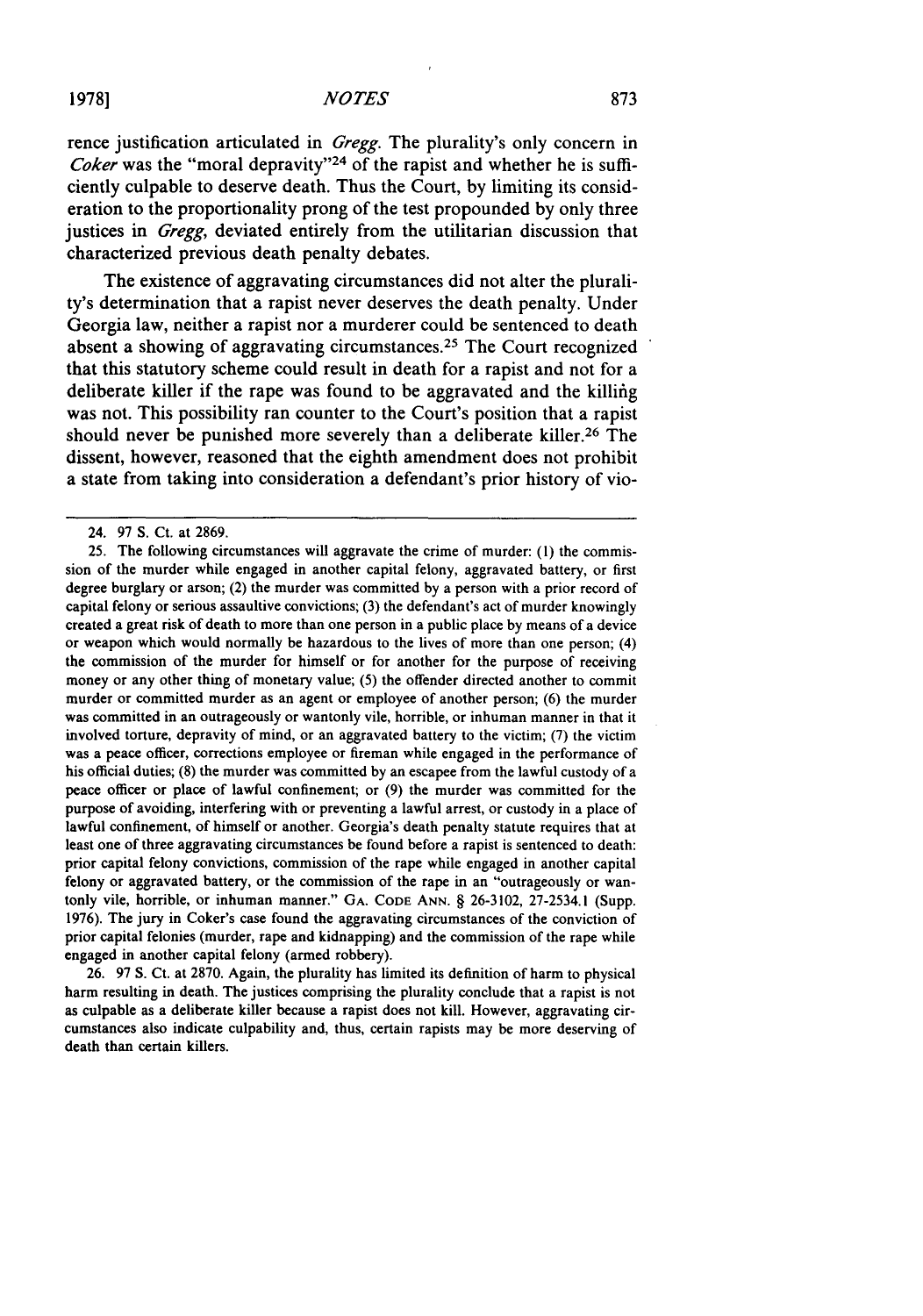rence justification articulated in *Gregg*. The plurality's only concern in *Coker* was the "moral depravity"[24] of the rapist and whether he is sufficiently culpable to deserve death. Thus the Court, by limiting its consideration to the proportionality prong of the test propounded by only three justices in *Gregg*, deviated entirely from the utilitarian discussion that characterized previous death penalty debates.

The existence of aggravating circumstances did not alter the plurality's determination that a rapist never deserves the death penalty. Under Georgia law, neither a rapist nor a murderer could be sentenced to death absent a showing of aggravating circumstances.[25] The Court recognized that this statutory scheme could result in death for a rapist and not for a deliberate killer if the rape was found to be aggravated and the killing was not. This possibility ran counter to the Court's position that a rapist should never be punished more severely than a deliberate killer.[26] The dissent, however, reasoned that the eighth amendment does not prohibit a state from taking into consideration a defendant's prior history of vio-

---

24. 97 S. Ct. at 2869.

25. The following circumstances will aggravate the crime of murder: (1) the commission of the murder while engaged in another capital felony, aggravated battery, or first degree burglary or arson; (2) the murder was committed by a person with a prior record of capital felony or serious assaultive convictions; (3) the defendant's act of murder knowingly created a great risk of death to more than one person in a public place by means of a device or weapon which would normally be hazardous to the lives of more than one person; (4) the commission of the murder for himself or for another for the purpose of receiving money or any other thing of monetary value; (5) the offender directed another to commit murder or committed murder as an agent or employee of another person; (6) the murder was committed in an outrageously or wantonly vile, horrible, or inhuman manner in that it involved torture, depravity of mind, or an aggravated battery to the victim; (7) the victim was a peace officer, corrections employee or fireman while engaged in the performance of his official duties; (8) the murder was committed by an escapee from the lawful custody of a peace officer or place of lawful confinement; or (9) the murder was committed for the purpose of avoiding, interfering with or preventing a lawful arrest, or custody in a place of lawful confinement, of himself or another. Georgia's death penalty statute requires that at least one of three aggravating circumstances be found before a rapist is sentenced to death: prior capital felony convictions, commission of the rape while engaged in another capital felony or aggravated battery, or the commission of the rape in an "outrageously or wantonly vile, horrible, or inhuman manner." GA. CODE ANN. § 26-3102, 27-2534.1 (Supp. 1976). The jury in Coker's case found the aggravating circumstances of the conviction of prior capital felonies (murder, rape and kidnapping) and the commission of the rape while engaged in another capital felony (armed robbery).

26. 97 S. Ct. at 2870. Again, the plurality has limited its definition of harm to physical harm resulting in death. The justices comprising the plurality conclude that a rapist is not as culpable as a deliberate killer because a rapist does not kill. However, aggravating circumstances also indicate culpability and, thus, certain rapists may be more deserving of death than certain killers.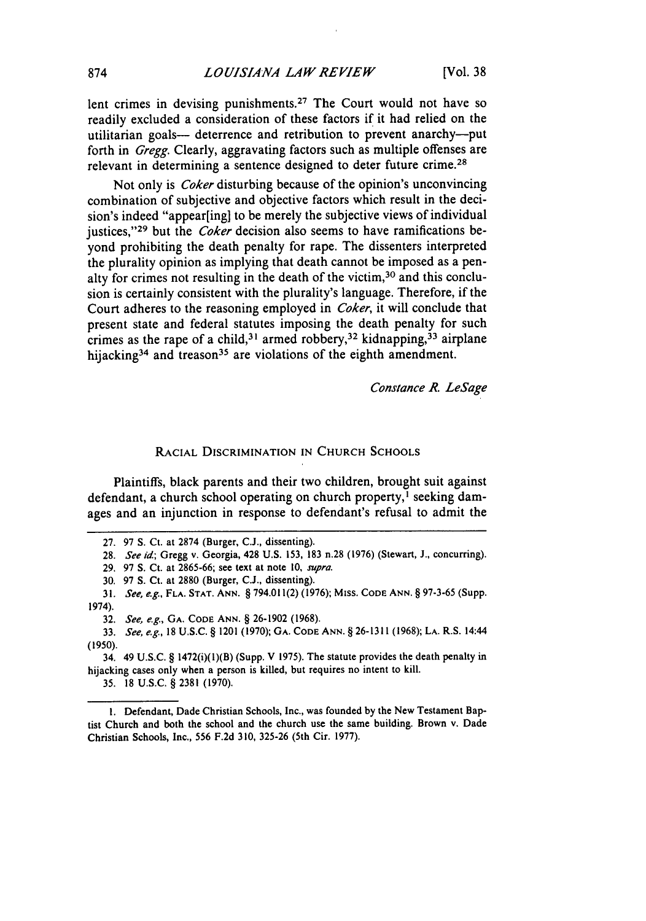lent crimes in devising punishments.[27] The Court would not have so readily excluded a consideration of these factors if it had relied on the utilitarian goals— deterrence and retribution to prevent anarchy—put forth in *Gregg*. Clearly, aggravating factors such as multiple offenses are relevant in determining a sentence designed to deter future crime.[28]

Not only is *Coker* disturbing because of the opinion's unconvincing combination of subjective and objective factors which result in the decision's indeed "appear[ing] to be merely the subjective views of individual justices,"[29] but the *Coker* decision also seems to have ramifications beyond prohibiting the death penalty for rape. The dissenters interpreted the plurality opinion as implying that death cannot be imposed as a penalty for crimes not resulting in the death of the victim,[30] and this conclusion is certainly consistent with the plurality's language. Therefore, if the Court adheres to the reasoning employed in *Coker*, it will conclude that present state and federal statutes imposing the death penalty for such crimes as the rape of a child,[31] armed robbery,[32] kidnapping,[33] airplane hijacking[34] and treason[35] are violations of the eighth amendment.

*Constance R. LeSage*

## RACIAL DISCRIMINATION IN CHURCH SCHOOLS

Plaintiffs, black parents and their two children, brought suit against defendant, a church school operating on church property,[1] seeking damages and an injunction in response to defendant's refusal to admit the

---

27. 97 S. Ct. at 2874 (Burger, C.J., dissenting).

28. *See id.*; Gregg v. Georgia, 428 U.S. 153, 183 n.28 (1976) (Stewart, J., concurring).

29. 97 S. Ct. at 2865-66; see text at note 10, *supra*.

30. 97 S. Ct. at 2880 (Burger, C.J., dissenting).

31. *See, e.g.*, FLA. STAT. ANN. § 794.011(2) (1976); MISS. CODE ANN. § 97-3-65 (Supp. 1974).

32. *See, e.g.*, GA. CODE ANN. § 26-1902 (1968).

33. *See, e.g.*, 18 U.S.C. § 1201 (1970); GA. CODE ANN. § 26-1311 (1968); LA. R.S. 14:44 (1950).

34. 49 U.S.C. § 1472(i)(1)(B) (Supp. V 1975). The statute provides the death penalty in hijacking cases only when a person is killed, but requires no intent to kill.

35. 18 U.S.C. § 2381 (1970).

1. Defendant, Dade Christian Schools, Inc., was founded by the New Testament Baptist Church and both the school and the church use the same building. Brown v. Dade Christian Schools, Inc., 556 F.2d 310, 325-26 (5th Cir. 1977).